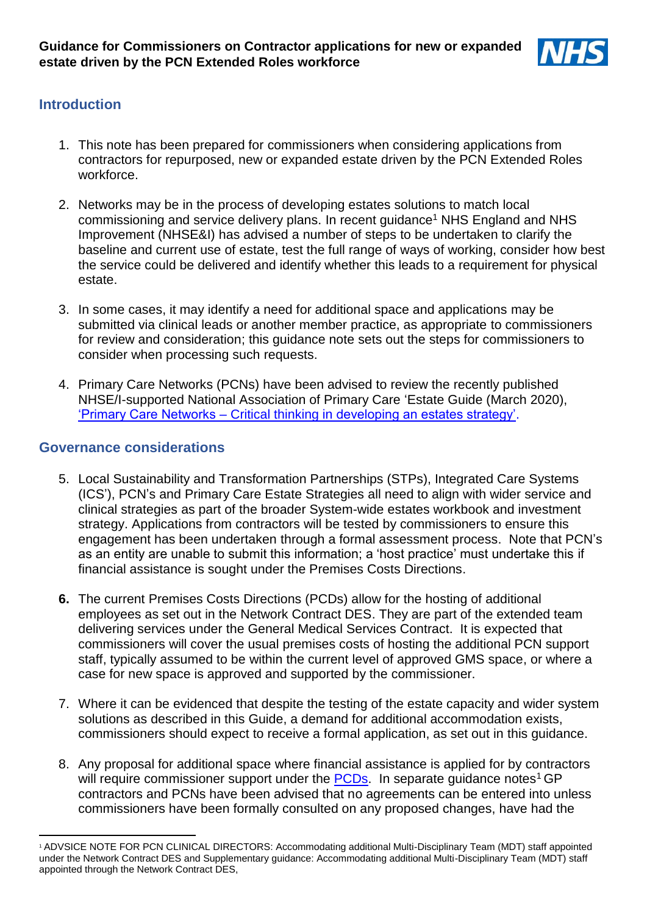**Guidance for Commissioners on Contractor applications for new or expanded estate driven by the PCN Extended Roles workforce**

## Introduction

1. This note has been prepared for commissioners when considering applications from contractors for repurposed, new or expanded estate driven by the PCN Extended Roles workforce.

2. Networks may be in the process of developing estates solutions to match local commissioning and service delivery plans. In recent guidance[1] NHS England and NHS Improvement (NHSE&I) has advised a number of steps to be undertaken to clarify the baseline and current use of estate, test the full range of ways of working, consider how best the service could be delivered and identify whether this leads to a requirement for physical estate.

3. In some cases, it may identify a need for additional space and applications may be submitted via clinical leads or another member practice, as appropriate to commissioners for review and consideration; this guidance note sets out the steps for commissioners to consider when processing such requests.

4. Primary Care Networks (PCNs) have been advised to review the recently published NHSE/I-supported National Association of Primary Care 'Estate Guide (March 2020), 'Primary Care Networks – Critical thinking in developing an estates strategy'.

## Governance considerations

5. Local Sustainability and Transformation Partnerships (STPs), Integrated Care Systems (ICS'), PCN's and Primary Care Estate Strategies all need to align with wider service and clinical strategies as part of the broader System-wide estates workbook and investment strategy. Applications from contractors will be tested by commissioners to ensure this engagement has been undertaken through a formal assessment process. Note that PCN's as an entity are unable to submit this information; a 'host practice' must undertake this if financial assistance is sought under the Premises Costs Directions.

6. The current Premises Costs Directions (PCDs) allow for the hosting of additional employees as set out in the Network Contract DES. They are part of the extended team delivering services under the General Medical Services Contract. It is expected that commissioners will cover the usual premises costs of hosting the additional PCN support staff, typically assumed to be within the current level of approved GMS space, or where a case for new space is approved and supported by the commissioner.

7. Where it can be evidenced that despite the testing of the estate capacity and wider system solutions as described in this Guide, a demand for additional accommodation exists, commissioners should expect to receive a formal application, as set out in this guidance.

8. Any proposal for additional space where financial assistance is applied for by contractors will require commissioner support under the PCDs. In separate guidance notes[1] GP contractors and PCNs have been advised that no agreements can be entered into unless commissioners have been formally consulted on any proposed changes, have had the

---

[1] ADVSICE NOTE FOR PCN CLINICAL DIRECTORS: Accommodating additional Multi-Disciplinary Team (MDT) staff appointed under the Network Contract DES and Supplementary guidance: Accommodating additional Multi-Disciplinary Team (MDT) staff appointed through the Network Contract DES,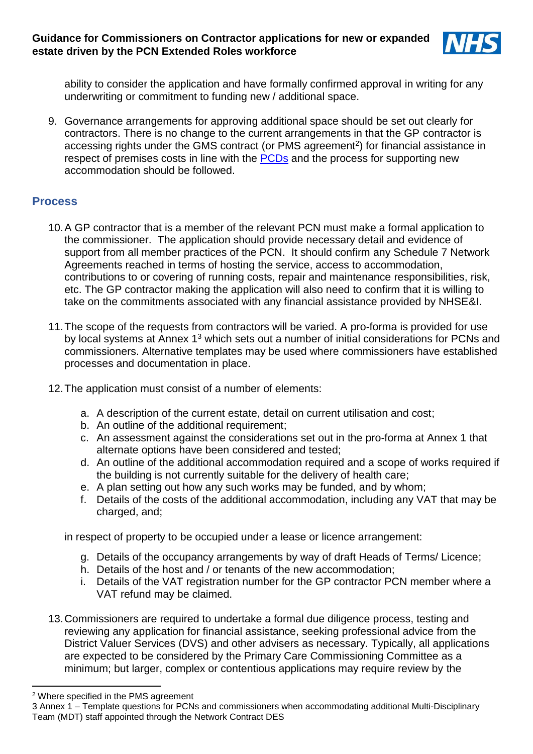ability to consider the application and have formally confirmed approval in writing for any underwriting or commitment to funding new / additional space.

9. Governance arrangements for approving additional space should be set out clearly for contractors. There is no change to the current arrangements in that the GP contractor is accessing rights under the GMS contract (or PMS agreement[2]) for financial assistance in respect of premises costs in line with the PCDs and the process for supporting new accommodation should be followed.

## Process

10. A GP contractor that is a member of the relevant PCN must make a formal application to the commissioner. The application should provide necessary detail and evidence of support from all member practices of the PCN. It should confirm any Schedule 7 Network Agreements reached in terms of hosting the service, access to accommodation, contributions to or covering of running costs, repair and maintenance responsibilities, risk, etc. The GP contractor making the application will also need to confirm that it is willing to take on the commitments associated with any financial assistance provided by NHSE&I.

11. The scope of the requests from contractors will be varied. A pro-forma is provided for use by local systems at Annex 1[3] which sets out a number of initial considerations for PCNs and commissioners. Alternative templates may be used where commissioners have established processes and documentation in place.

12. The application must consist of a number of elements:

    a. A description of the current estate, detail on current utilisation and cost;
    b. An outline of the additional requirement;
    c. An assessment against the considerations set out in the pro-forma at Annex 1 that alternate options have been considered and tested;
    d. An outline of the additional accommodation required and a scope of works required if the building is not currently suitable for the delivery of health care;
    e. A plan setting out how any such works may be funded, and by whom;
    f. Details of the costs of the additional accommodation, including any VAT that may be charged, and;

    in respect of property to be occupied under a lease or licence arrangement:

    g. Details of the occupancy arrangements by way of draft Heads of Terms/ Licence;
    h. Details of the host and / or tenants of the new accommodation;
    i. Details of the VAT registration number for the GP contractor PCN member where a VAT refund may be claimed.

13. Commissioners are required to undertake a formal due diligence process, testing and reviewing any application for financial assistance, seeking professional advice from the District Valuer Services (DVS) and other advisers as necessary. Typically, all applications are expected to be considered by the Primary Care Commissioning Committee as a minimum; but larger, complex or contentious applications may require review by the

---

[2] Where specified in the PMS agreement

[3] Annex 1 – Template questions for PCNs and commissioners when accommodating additional Multi-Disciplinary Team (MDT) staff appointed through the Network Contract DES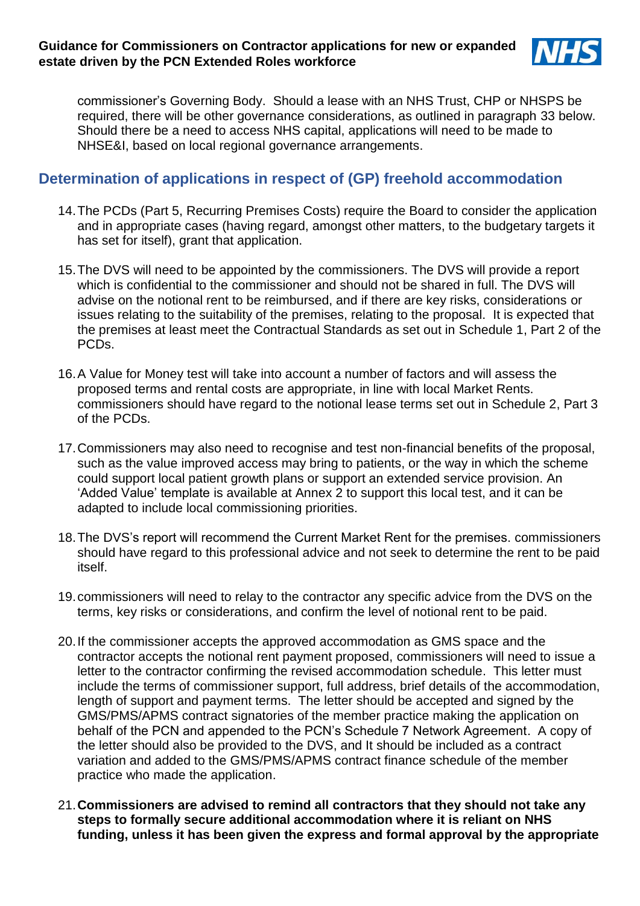commissioner's Governing Body. Should a lease with an NHS Trust, CHP or NHSPS be required, there will be other governance considerations, as outlined in paragraph 33 below. Should there be a need to access NHS capital, applications will need to be made to NHSE&I, based on local regional governance arrangements.

## Determination of applications in respect of (GP) freehold accommodation

14. The PCDs (Part 5, Recurring Premises Costs) require the Board to consider the application and in appropriate cases (having regard, amongst other matters, to the budgetary targets it has set for itself), grant that application.

15. The DVS will need to be appointed by the commissioners. The DVS will provide a report which is confidential to the commissioner and should not be shared in full. The DVS will advise on the notional rent to be reimbursed, and if there are key risks, considerations or issues relating to the suitability of the premises, relating to the proposal. It is expected that the premises at least meet the Contractual Standards as set out in Schedule 1, Part 2 of the PCDs.

16. A Value for Money test will take into account a number of factors and will assess the proposed terms and rental costs are appropriate, in line with local Market Rents. commissioners should have regard to the notional lease terms set out in Schedule 2, Part 3 of the PCDs.

17. Commissioners may also need to recognise and test non-financial benefits of the proposal, such as the value improved access may bring to patients, or the way in which the scheme could support local patient growth plans or support an extended service provision. An 'Added Value' template is available at Annex 2 to support this local test, and it can be adapted to include local commissioning priorities.

18. The DVS's report will recommend the Current Market Rent for the premises. commissioners should have regard to this professional advice and not seek to determine the rent to be paid itself.

19. commissioners will need to relay to the contractor any specific advice from the DVS on the terms, key risks or considerations, and confirm the level of notional rent to be paid.

20. If the commissioner accepts the approved accommodation as GMS space and the contractor accepts the notional rent payment proposed, commissioners will need to issue a letter to the contractor confirming the revised accommodation schedule. This letter must include the terms of commissioner support, full address, brief details of the accommodation, length of support and payment terms. The letter should be accepted and signed by the GMS/PMS/APMS contract signatories of the member practice making the application on behalf of the PCN and appended to the PCN's Schedule 7 Network Agreement. A copy of the letter should also be provided to the DVS, and It should be included as a contract variation and added to the GMS/PMS/APMS contract finance schedule of the member practice who made the application.

21. **Commissioners are advised to remind all contractors that they should not take any steps to formally secure additional accommodation where it is reliant on NHS funding, unless it has been given the express and formal approval by the appropriate**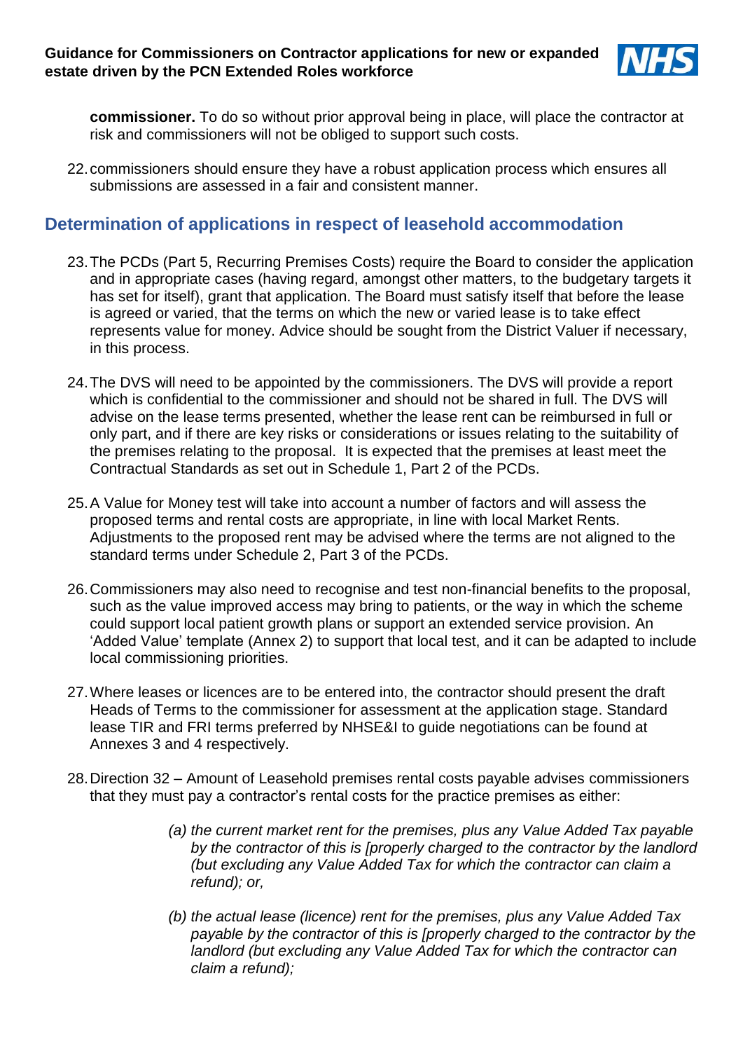**commissioner.** To do so without prior approval being in place, will place the contractor at risk and commissioners will not be obliged to support such costs.

22. commissioners should ensure they have a robust application process which ensures all submissions are assessed in a fair and consistent manner.

## Determination of applications in respect of leasehold accommodation

23. The PCDs (Part 5, Recurring Premises Costs) require the Board to consider the application and in appropriate cases (having regard, amongst other matters, to the budgetary targets it has set for itself), grant that application. The Board must satisfy itself that before the lease is agreed or varied, that the terms on which the new or varied lease is to take effect represents value for money. Advice should be sought from the District Valuer if necessary, in this process.

24. The DVS will need to be appointed by the commissioners. The DVS will provide a report which is confidential to the commissioner and should not be shared in full. The DVS will advise on the lease terms presented, whether the lease rent can be reimbursed in full or only part, and if there are key risks or considerations or issues relating to the suitability of the premises relating to the proposal. It is expected that the premises at least meet the Contractual Standards as set out in Schedule 1, Part 2 of the PCDs.

25. A Value for Money test will take into account a number of factors and will assess the proposed terms and rental costs are appropriate, in line with local Market Rents. Adjustments to the proposed rent may be advised where the terms are not aligned to the standard terms under Schedule 2, Part 3 of the PCDs.

26. Commissioners may also need to recognise and test non-financial benefits to the proposal, such as the value improved access may bring to patients, or the way in which the scheme could support local patient growth plans or support an extended service provision. An 'Added Value' template (Annex 2) to support that local test, and it can be adapted to include local commissioning priorities.

27. Where leases or licences are to be entered into, the contractor should present the draft Heads of Terms to the commissioner for assessment at the application stage. Standard lease TIR and FRI terms preferred by NHSE&I to guide negotiations can be found at Annexes 3 and 4 respectively.

28. Direction 32 – Amount of Leasehold premises rental costs payable advises commissioners that they must pay a contractor's rental costs for the practice premises as either:

    *(a) the current market rent for the premises, plus any Value Added Tax payable by the contractor of this is [properly charged to the contractor by the landlord (but excluding any Value Added Tax for which the contractor can claim a refund); or,*

    *(b) the actual lease (licence) rent for the premises, plus any Value Added Tax payable by the contractor of this is [properly charged to the contractor by the landlord (but excluding any Value Added Tax for which the contractor can claim a refund);*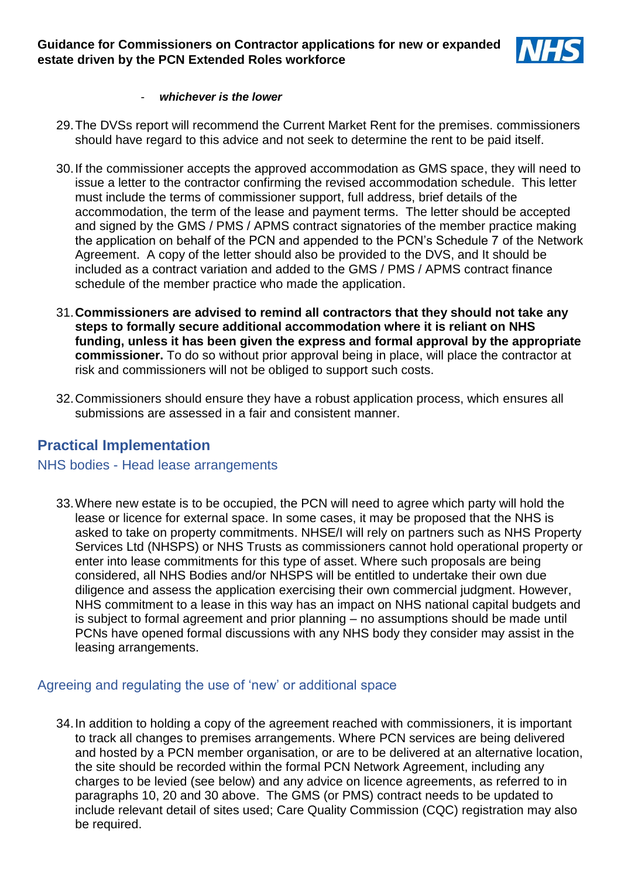- ***whichever is the lower***

29. The DVSs report will recommend the Current Market Rent for the premises. commissioners should have regard to this advice and not seek to determine the rent to be paid itself.

30. If the commissioner accepts the approved accommodation as GMS space, they will need to issue a letter to the contractor confirming the revised accommodation schedule. This letter must include the terms of commissioner support, full address, brief details of the accommodation, the term of the lease and payment terms. The letter should be accepted and signed by the GMS / PMS / APMS contract signatories of the member practice making the application on behalf of the PCN and appended to the PCN's Schedule 7 of the Network Agreement. A copy of the letter should also be provided to the DVS, and It should be included as a contract variation and added to the GMS / PMS / APMS contract finance schedule of the member practice who made the application.

31. **Commissioners are advised to remind all contractors that they should not take any steps to formally secure additional accommodation where it is reliant on NHS funding, unless it has been given the express and formal approval by the appropriate commissioner.** To do so without prior approval being in place, will place the contractor at risk and commissioners will not be obliged to support such costs.

32. Commissioners should ensure they have a robust application process, which ensures all submissions are assessed in a fair and consistent manner.

## Practical Implementation

### NHS bodies - Head lease arrangements

33. Where new estate is to be occupied, the PCN will need to agree which party will hold the lease or licence for external space. In some cases, it may be proposed that the NHS is asked to take on property commitments. NHSE/I will rely on partners such as NHS Property Services Ltd (NHSPS) or NHS Trusts as commissioners cannot hold operational property or enter into lease commitments for this type of asset. Where such proposals are being considered, all NHS Bodies and/or NHSPS will be entitled to undertake their own due diligence and assess the application exercising their own commercial judgment. However, NHS commitment to a lease in this way has an impact on NHS national capital budgets and is subject to formal agreement and prior planning – no assumptions should be made until PCNs have opened formal discussions with any NHS body they consider may assist in the leasing arrangements.

### Agreeing and regulating the use of 'new' or additional space

34. In addition to holding a copy of the agreement reached with commissioners, it is important to track all changes to premises arrangements. Where PCN services are being delivered and hosted by a PCN member organisation, or are to be delivered at an alternative location, the site should be recorded within the formal PCN Network Agreement, including any charges to be levied (see below) and any advice on licence agreements, as referred to in paragraphs 10, 20 and 30 above. The GMS (or PMS) contract needs to be updated to include relevant detail of sites used; Care Quality Commission (CQC) registration may also be required.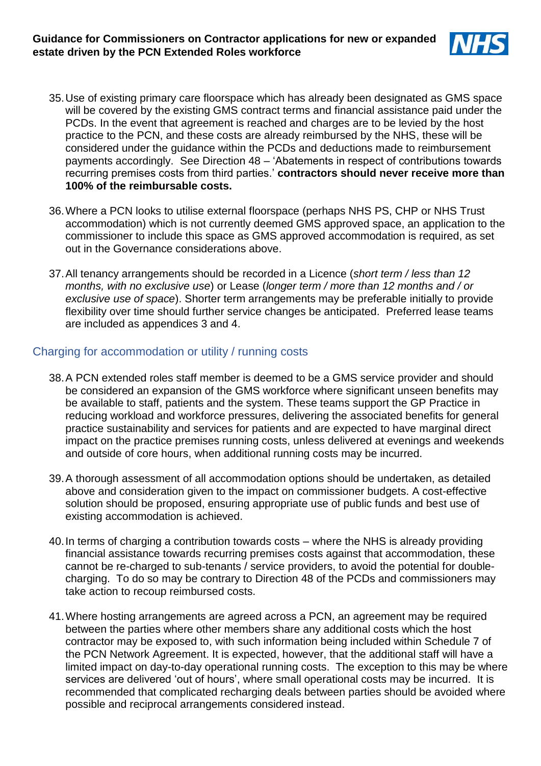35. Use of existing primary care floorspace which has already been designated as GMS space will be covered by the existing GMS contract terms and financial assistance paid under the PCDs. In the event that agreement is reached and charges are to be levied by the host practice to the PCN, and these costs are already reimbursed by the NHS, these will be considered under the guidance within the PCDs and deductions made to reimbursement payments accordingly. See Direction 48 – 'Abatements in respect of contributions towards recurring premises costs from third parties.' **contractors should never receive more than 100% of the reimbursable costs.**

36. Where a PCN looks to utilise external floorspace (perhaps NHS PS, CHP or NHS Trust accommodation) which is not currently deemed GMS approved space, an application to the commissioner to include this space as GMS approved accommodation is required, as set out in the Governance considerations above.

37. All tenancy arrangements should be recorded in a Licence (*short term / less than 12 months, with no exclusive use*) or Lease (*longer term / more than 12 months and / or exclusive use of space*). Shorter term arrangements may be preferable initially to provide flexibility over time should further service changes be anticipated. Preferred lease teams are included as appendices 3 and 4.

## Charging for accommodation or utility / running costs

38. A PCN extended roles staff member is deemed to be a GMS service provider and should be considered an expansion of the GMS workforce where significant unseen benefits may be available to staff, patients and the system. These teams support the GP Practice in reducing workload and workforce pressures, delivering the associated benefits for general practice sustainability and services for patients and are expected to have marginal direct impact on the practice premises running costs, unless delivered at evenings and weekends and outside of core hours, when additional running costs may be incurred.

39. A thorough assessment of all accommodation options should be undertaken, as detailed above and consideration given to the impact on commissioner budgets. A cost-effective solution should be proposed, ensuring appropriate use of public funds and best use of existing accommodation is achieved.

40. In terms of charging a contribution towards costs – where the NHS is already providing financial assistance towards recurring premises costs against that accommodation, these cannot be re-charged to sub-tenants / service providers, to avoid the potential for double-charging. To do so may be contrary to Direction 48 of the PCDs and commissioners may take action to recoup reimbursed costs.

41. Where hosting arrangements are agreed across a PCN, an agreement may be required between the parties where other members share any additional costs which the host contractor may be exposed to, with such information being included within Schedule 7 of the PCN Network Agreement. It is expected, however, that the additional staff will have a limited impact on day-to-day operational running costs. The exception to this may be where services are delivered 'out of hours', where small operational costs may be incurred. It is recommended that complicated recharging deals between parties should be avoided where possible and reciprocal arrangements considered instead.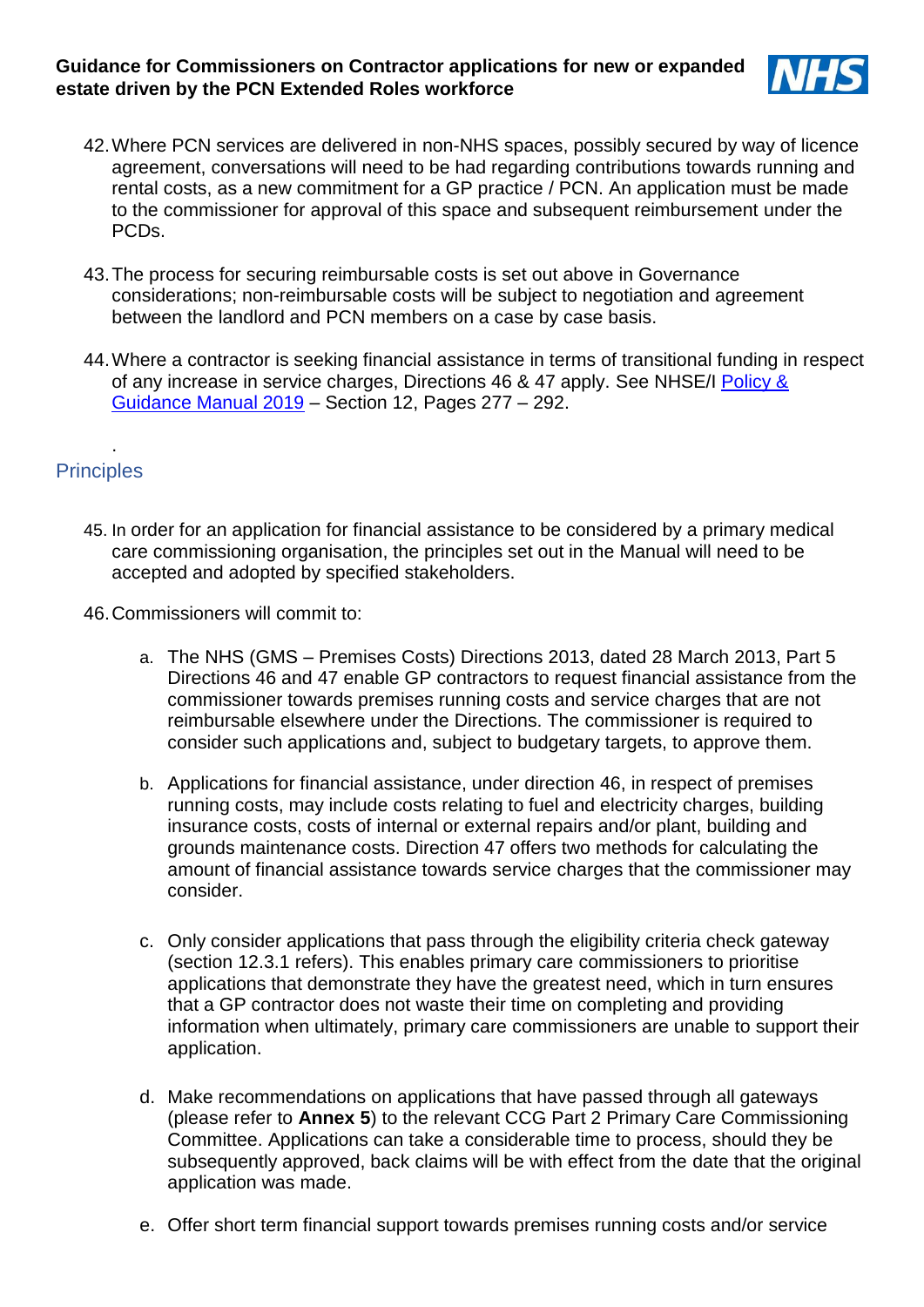42. Where PCN services are delivered in non-NHS spaces, possibly secured by way of licence agreement, conversations will need to be had regarding contributions towards running and rental costs, as a new commitment for a GP practice / PCN. An application must be made to the commissioner for approval of this space and subsequent reimbursement under the PCDs.

43. The process for securing reimbursable costs is set out above in Governance considerations; non-reimbursable costs will be subject to negotiation and agreement between the landlord and PCN members on a case by case basis.

44. Where a contractor is seeking financial assistance in terms of transitional funding in respect of any increase in service charges, Directions 46 & 47 apply. See NHSE/I [Policy & Guidance Manual 2019]() – Section 12, Pages 277 – 292.

.

## Principles

45. In order for an application for financial assistance to be considered by a primary medical care commissioning organisation, the principles set out in the Manual will need to be accepted and adopted by specified stakeholders.

46. Commissioners will commit to:

    a. The NHS (GMS – Premises Costs) Directions 2013, dated 28 March 2013, Part 5 Directions 46 and 47 enable GP contractors to request financial assistance from the commissioner towards premises running costs and service charges that are not reimbursable elsewhere under the Directions. The commissioner is required to consider such applications and, subject to budgetary targets, to approve them.

    b. Applications for financial assistance, under direction 46, in respect of premises running costs, may include costs relating to fuel and electricity charges, building insurance costs, costs of internal or external repairs and/or plant, building and grounds maintenance costs. Direction 47 offers two methods for calculating the amount of financial assistance towards service charges that the commissioner may consider.

    c. Only consider applications that pass through the eligibility criteria check gateway (section 12.3.1 refers). This enables primary care commissioners to prioritise applications that demonstrate they have the greatest need, which in turn ensures that a GP contractor does not waste their time on completing and providing information when ultimately, primary care commissioners are unable to support their application.

    d. Make recommendations on applications that have passed through all gateways (please refer to **Annex 5**) to the relevant CCG Part 2 Primary Care Commissioning Committee. Applications can take a considerable time to process, should they be subsequently approved, back claims will be with effect from the date that the original application was made.

    e. Offer short term financial support towards premises running costs and/or service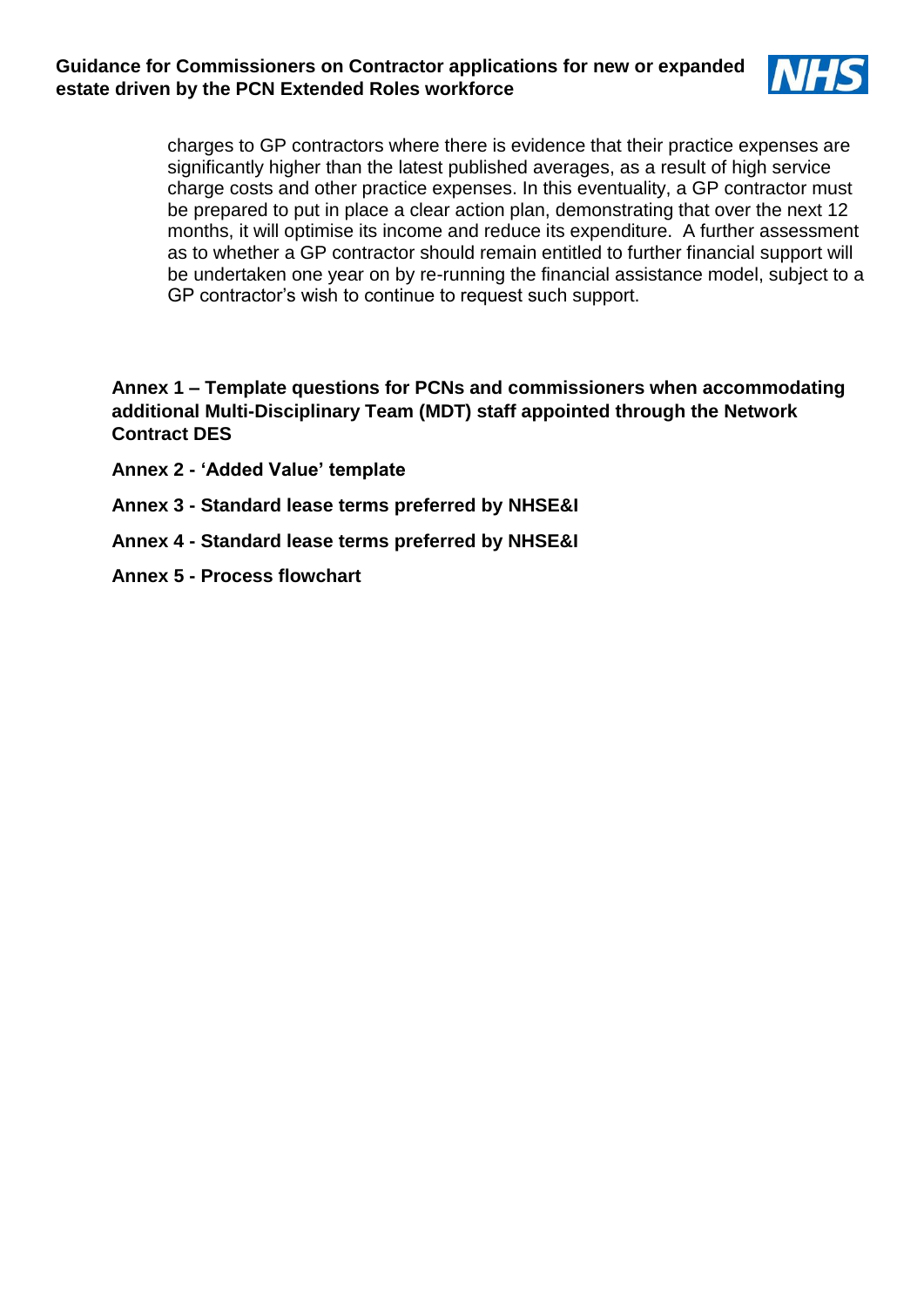charges to GP contractors where there is evidence that their practice expenses are significantly higher than the latest published averages, as a result of high service charge costs and other practice expenses. In this eventuality, a GP contractor must be prepared to put in place a clear action plan, demonstrating that over the next 12 months, it will optimise its income and reduce its expenditure. A further assessment as to whether a GP contractor should remain entitled to further financial support will be undertaken one year on by re-running the financial assistance model, subject to a GP contractor's wish to continue to request such support.

**Annex 1 – Template questions for PCNs and commissioners when accommodating additional Multi-Disciplinary Team (MDT) staff appointed through the Network Contract DES**

**Annex 2 - 'Added Value' template**

**Annex 3 - Standard lease terms preferred by NHSE&I**

**Annex 4 - Standard lease terms preferred by NHSE&I**

**Annex 5 - Process flowchart**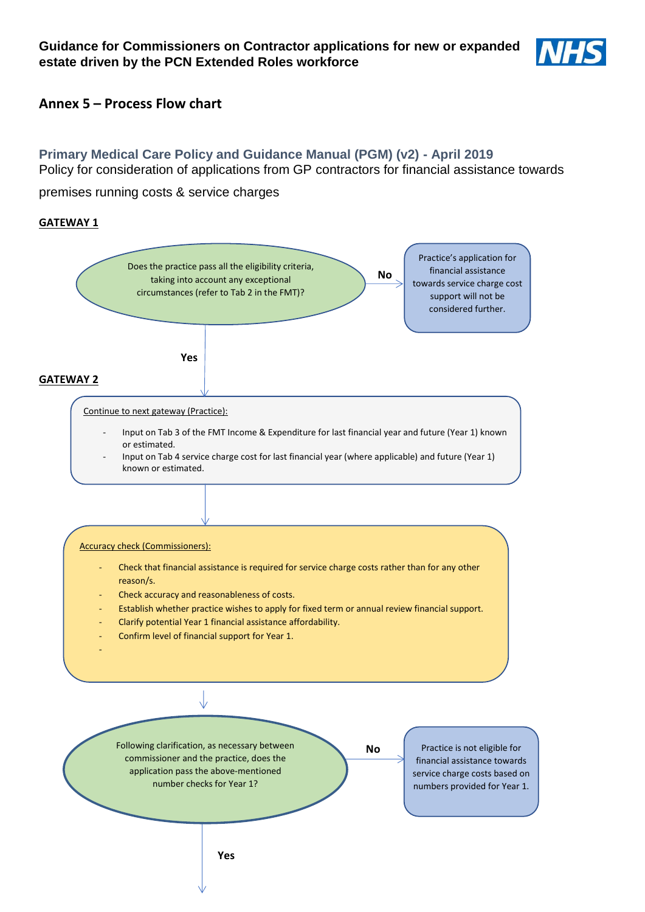**Guidance for Commissioners on Contractor applications for new or expanded estate driven by the PCN Extended Roles workforce**

## Annex 5 – Process Flow chart

### Primary Medical Care Policy and Guidance Manual (PGM) (v2) - April 2019

Policy for consideration of applications from GP contractors for financial assistance towards premises running costs & service charges

**GATEWAY 1**

Does the practice pass all the eligibility criteria, taking into account any exceptional circumstances (refer to Tab 2 in the FMT)?

**No** → Practice's application for financial assistance towards service charge cost support will not be considered further.

**Yes** ↓

**GATEWAY 2**

Continue to next gateway (Practice):

- Input on Tab 3 of the FMT Income & Expenditure for last financial year and future (Year 1) known or estimated.
- Input on Tab 4 service charge cost for last financial year (where applicable) and future (Year 1) known or estimated.

↓

Accuracy check (Commissioners):

- Check that financial assistance is required for service charge costs rather than for any other reason/s.
- Check accuracy and reasonableness of costs.
- Establish whether practice wishes to apply for fixed term or annual review financial support.
- Clarify potential Year 1 financial assistance affordability.
- Confirm level of financial support for Year 1.
-

↓

Following clarification, as necessary between commissioner and the practice, does the application pass the above-mentioned number checks for Year 1?

**No** → Practice is not eligible for financial assistance towards service charge costs based on numbers provided for Year 1.

**Yes** ↓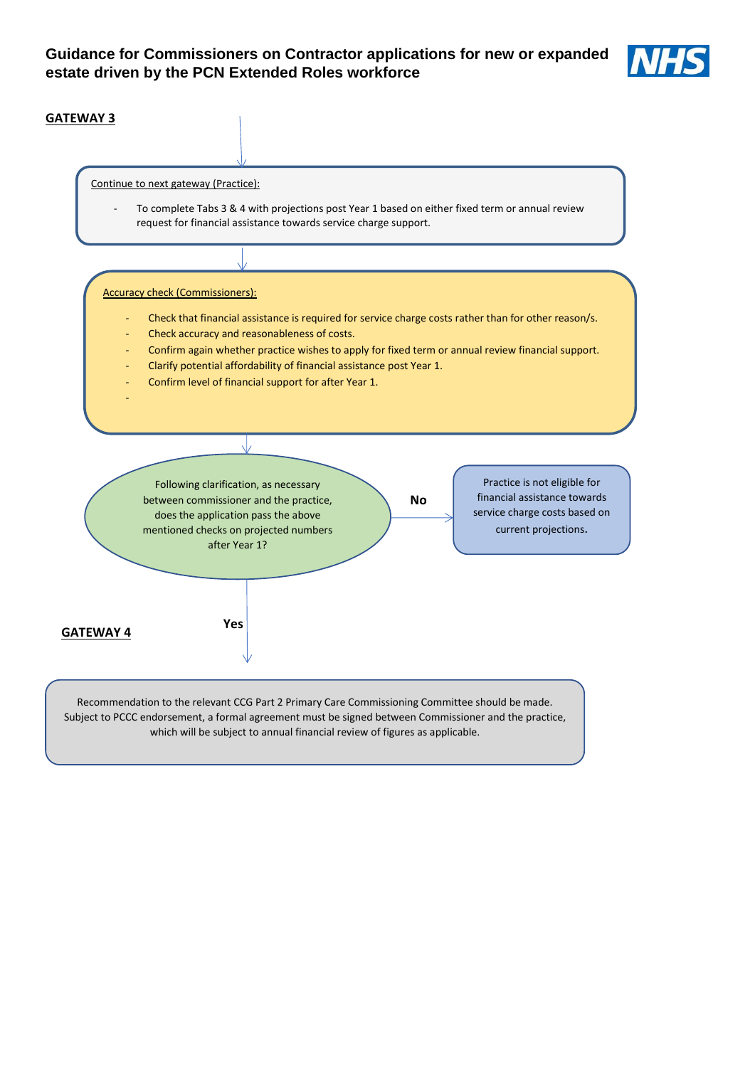# Guidance for Commissioners on Contractor applications for new or expanded estate driven by the PCN Extended Roles workforce

## GATEWAY 3

Continue to next gateway (Practice):

- To complete Tabs 3 & 4 with projections post Year 1 based on either fixed term or annual review request for financial assistance towards service charge support.

Accuracy check (Commissioners):

- Check that financial assistance is required for service charge costs rather than for other reason/s.
- Check accuracy and reasonableness of costs.
- Confirm again whether practice wishes to apply for fixed term or annual review financial support.
- Clarify potential affordability of financial assistance post Year 1.
- Confirm level of financial support for after Year 1.
-

Following clarification, as necessary between commissioner and the practice, does the application pass the above mentioned checks on projected numbers after Year 1?

**No**

Practice is not eligible for financial assistance towards service charge costs based on current projections.

**Yes**

## GATEWAY 4

Recommendation to the relevant CCG Part 2 Primary Care Commissioning Committee should be made. Subject to PCCC endorsement, a formal agreement must be signed between Commissioner and the practice, which will be subject to annual financial review of figures as applicable.